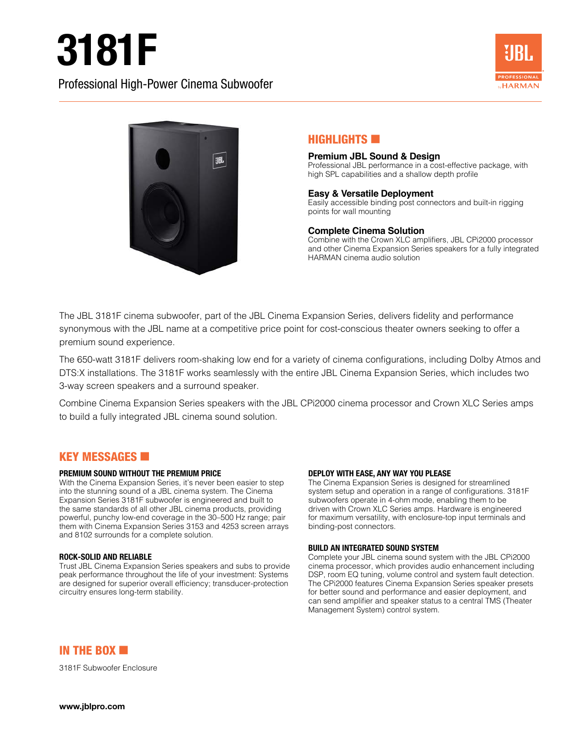# 3181F

Professional High-Power Cinema Subwoofer

## HIGHLIGHTS

**Premium JBL Sound & Design**
Professional JBL performance in a cost-effective package, with high SPL capabilities and a shallow depth profile

**Easy & Versatile Deployment**
Easily accessible binding post connectors and built-in rigging points for wall mounting

**Complete Cinema Solution**
Combine with the Crown XLC amplifiers, JBL CPi2000 processor and other Cinema Expansion Series speakers for a fully integrated HARMAN cinema audio solution

The JBL 3181F cinema subwoofer, part of the JBL Cinema Expansion Series, delivers fidelity and performance synonymous with the JBL name at a competitive price point for cost-conscious theater owners seeking to offer a premium sound experience.

The 650-watt 3181F delivers room-shaking low end for a variety of cinema configurations, including Dolby Atmos and DTS:X installations. The 3181F works seamlessly with the entire JBL Cinema Expansion Series, which includes two 3-way screen speakers and a surround speaker.

Combine Cinema Expansion Series speakers with the JBL CPi2000 cinema processor and Crown XLC Series amps to build a fully integrated JBL cinema sound solution.

## KEY MESSAGES

### PREMIUM SOUND WITHOUT THE PREMIUM PRICE

With the Cinema Expansion Series, it's never been easier to step into the stunning sound of a JBL cinema system. The Cinema Expansion Series 3181F subwoofer is engineered and built to the same standards of all other JBL cinema products, providing powerful, punchy low-end coverage in the 30–500 Hz range; pair them with Cinema Expansion Series 3153 and 4253 screen arrays and 8102 surrounds for a complete solution.

### ROCK-SOLID AND RELIABLE

Trust JBL Cinema Expansion Series speakers and subs to provide peak performance throughout the life of your investment: Systems are designed for superior overall efficiency; transducer-protection circuitry ensures long-term stability.

### DEPLOY WITH EASE, ANY WAY YOU PLEASE

The Cinema Expansion Series is designed for streamlined system setup and operation in a range of configurations. 3181F subwoofers operate in 4-ohm mode, enabling them to be driven with Crown XLC Series amps. Hardware is engineered for maximum versatility, with enclosure-top input terminals and binding-post connectors.

### BUILD AN INTEGRATED SOUND SYSTEM

Complete your JBL cinema sound system with the JBL CPi2000 cinema processor, which provides audio enhancement including DSP, room EQ tuning, volume control and system fault detection. The CPi2000 features Cinema Expansion Series speaker presets for better sound and performance and easier deployment, and can send amplifier and speaker status to a central TMS (Theater Management System) control system.

## IN THE BOX

3181F Subwoofer Enclosure

**www.jblpro.com**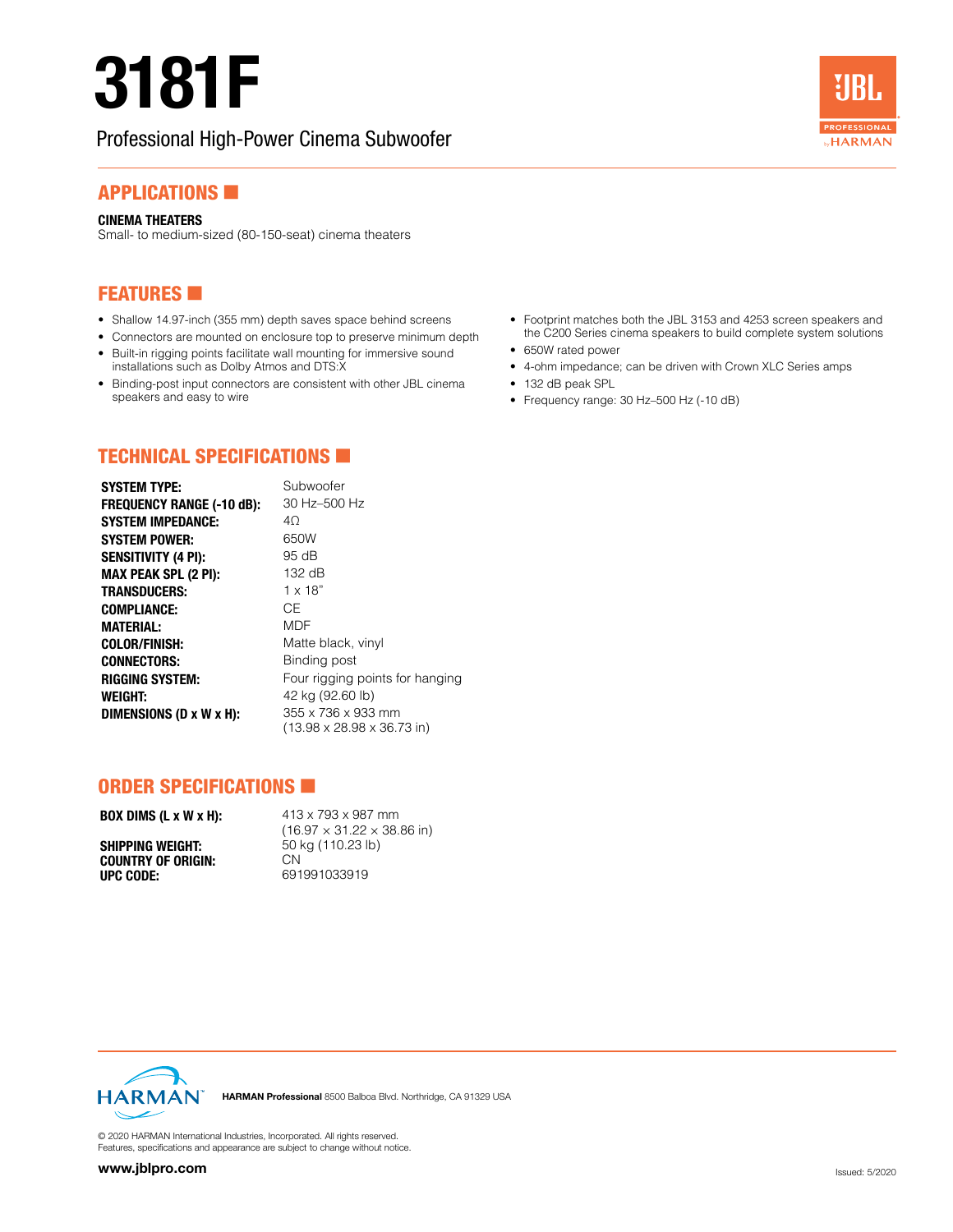# 3181F

Professional High-Power Cinema Subwoofer

## APPLICATIONS

**CINEMA THEATERS**

Small- to medium-sized (80-150-seat) cinema theaters

## FEATURES

- Shallow 14.97-inch (355 mm) depth saves space behind screens
- Connectors are mounted on enclosure top to preserve minimum depth
- Built-in rigging points facilitate wall mounting for immersive sound installations such as Dolby Atmos and DTS:X
- Binding-post input connectors are consistent with other JBL cinema speakers and easy to wire
- Footprint matches both the JBL 3153 and 4253 screen speakers and the C200 Series cinema speakers to build complete system solutions
- 650W rated power
- 4-ohm impedance; can be driven with Crown XLC Series amps
- 132 dB peak SPL
- Frequency range: 30 Hz–500 Hz (-10 dB)

## TECHNICAL SPECIFICATIONS

| | |
|---|---|
| **SYSTEM TYPE:** | Subwoofer |
| **FREQUENCY RANGE (-10 dB):** | 30 Hz–500 Hz |
| **SYSTEM IMPEDANCE:** | 4Ω |
| **SYSTEM POWER:** | 650W |
| **SENSITIVITY (4 PI):** | 95 dB |
| **MAX PEAK SPL (2 PI):** | 132 dB |
| **TRANSDUCERS:** | 1 x 18" |
| **COMPLIANCE:** | CE |
| **MATERIAL:** | MDF |
| **COLOR/FINISH:** | Matte black, vinyl |
| **CONNECTORS:** | Binding post |
| **RIGGING SYSTEM:** | Four rigging points for hanging |
| **WEIGHT:** | 42 kg (92.60 lb) |
| **DIMENSIONS (D x W x H):** | 355 x 736 x 933 mm (13.98 x 28.98 x 36.73 in) |

## ORDER SPECIFICATIONS

| | |
|---|---|
| **BOX DIMS (L x W x H):** | 413 x 793 x 987 mm (16.97 × 31.22 × 38.86 in) |
| **SHIPPING WEIGHT:** | 50 kg (110.23 lb) |
| **COUNTRY OF ORIGIN:** | CN |
| **UPC CODE:** | 691991033919 |

**HARMAN Professional** 8500 Balboa Blvd. Northridge, CA 91329 USA

© 2020 HARMAN International Industries, Incorporated. All rights reserved.
Features, specifications and appearance are subject to change without notice.

**www.jblpro.com**

Issued: 5/2020